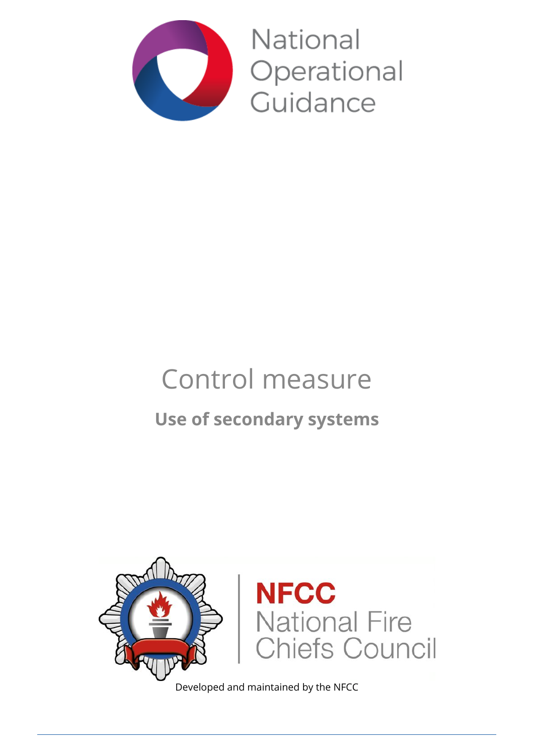National Operational Guidance

# Control measure

## Use of secondary systems

NFCC National Fire Chiefs Council

Developed and maintained by the NFCC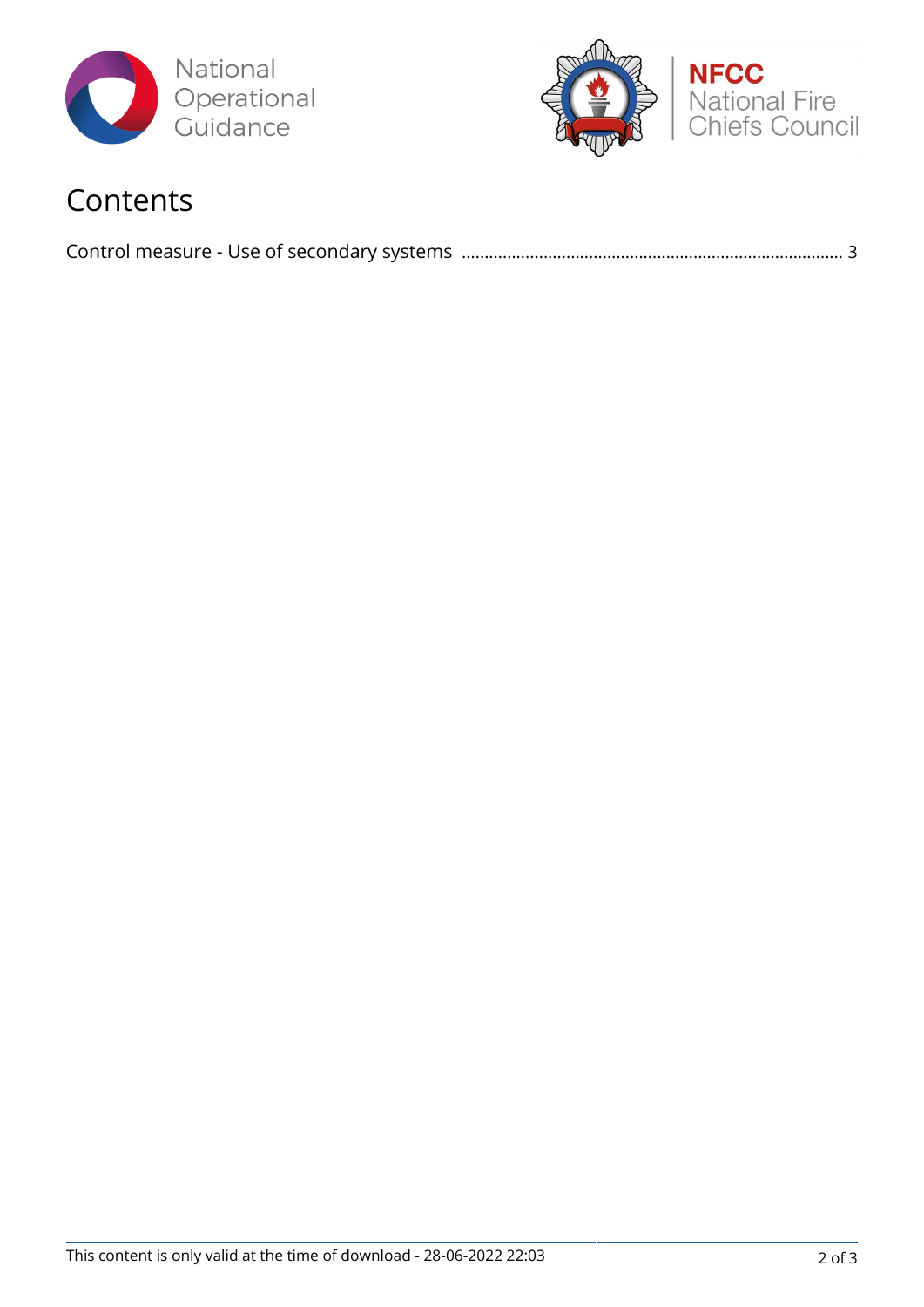# Contents

Control measure - Use of secondary systems .................................................................................. 3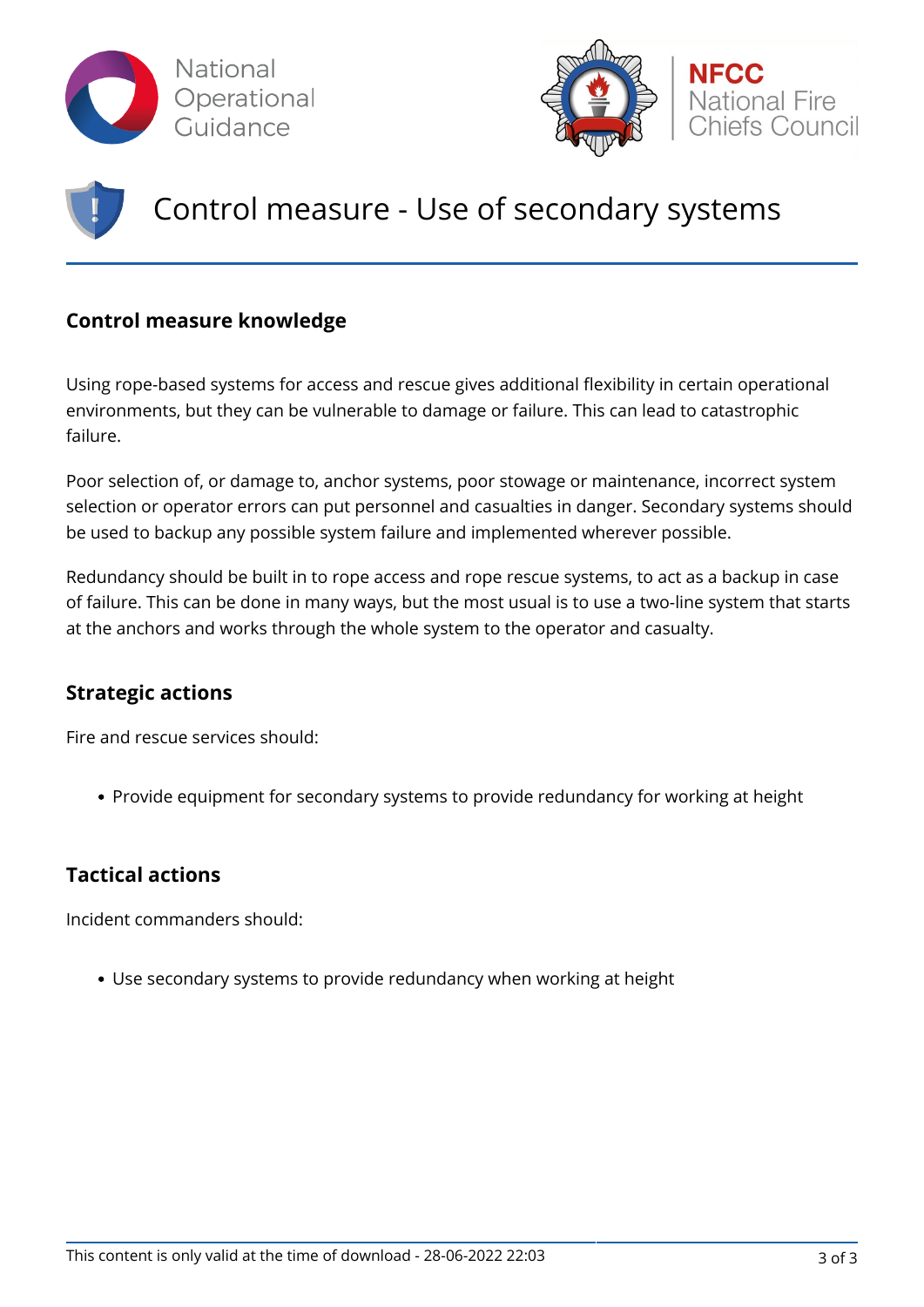# Control measure - Use of secondary systems

## Control measure knowledge

Using rope-based systems for access and rescue gives additional flexibility in certain operational environments, but they can be vulnerable to damage or failure. This can lead to catastrophic failure.

Poor selection of, or damage to, anchor systems, poor stowage or maintenance, incorrect system selection or operator errors can put personnel and casualties in danger. Secondary systems should be used to backup any possible system failure and implemented wherever possible.

Redundancy should be built in to rope access and rope rescue systems, to act as a backup in case of failure. This can be done in many ways, but the most usual is to use a two-line system that starts at the anchors and works through the whole system to the operator and casualty.

## Strategic actions

Fire and rescue services should:

- Provide equipment for secondary systems to provide redundancy for working at height

## Tactical actions

Incident commanders should:

- Use secondary systems to provide redundancy when working at height

This content is only valid at the time of download - 28-06-2022 22:03